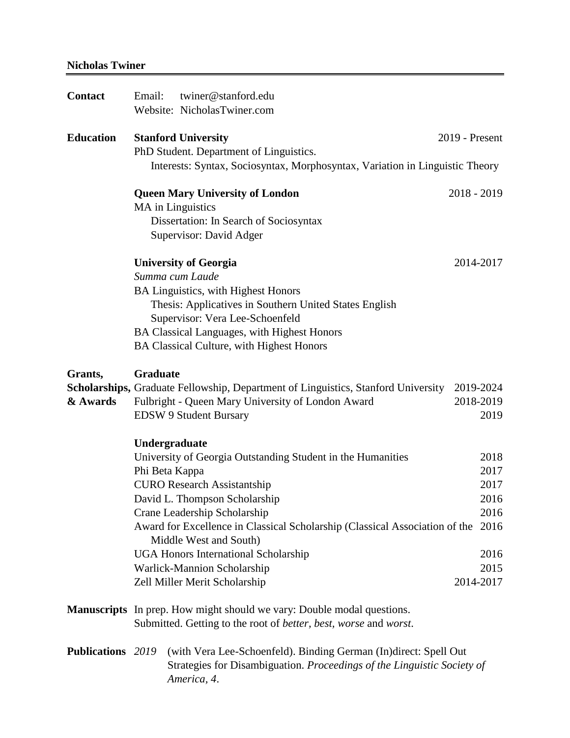# Nicholas Twiner

## Contact

Email: twiner@stanford.edu
Website: NicholasTwiner.com

## Education

**Stanford University** — 2019 - Present
PhD Student. Department of Linguistics.
Interests: Syntax, Sociosyntax, Morphosyntax, Variation in Linguistic Theory

**Queen Mary University of London** — 2018 - 2019
MA in Linguistics
Dissertation: In Search of Sociosyntax
Supervisor: David Adger

**University of Georgia** — 2014-2017
*Summa cum Laude*
BA Linguistics, with Highest Honors
Thesis: Applicatives in Southern United States English
Supervisor: Vera Lee-Schoenfeld
BA Classical Languages, with Highest Honors
BA Classical Culture, with Highest Honors

## Grants, Scholarships, & Awards

**Graduate**

| Award | Year |
| --- | --- |
| Graduate Fellowship, Department of Linguistics, Stanford University | 2019-2024 |
| Fulbright - Queen Mary University of London Award | 2018-2019 |
| EDSW 9 Student Bursary | 2019 |

**Undergraduate**

| Award | Year |
| --- | --- |
| University of Georgia Outstanding Student in the Humanities | 2018 |
| Phi Beta Kappa | 2017 |
| CURO Research Assistantship | 2017 |
| David L. Thompson Scholarship | 2016 |
| Crane Leadership Scholarship | 2016 |
| Award for Excellence in Classical Scholarship (Classical Association of the Middle West and South) | 2016 |
| UGA Honors International Scholarship | 2016 |
| Warlick-Mannion Scholarship | 2015 |
| Zell Miller Merit Scholarship | 2014-2017 |

## Manuscripts

In prep. How might should we vary: Double modal questions.
Submitted. Getting to the root of *better, best, worse* and *worst*.

## Publications

*2019* (with Vera Lee-Schoenfeld). Binding German (In)direct: Spell Out Strategies for Disambiguation. *Proceedings of the Linguistic Society of America, 4*.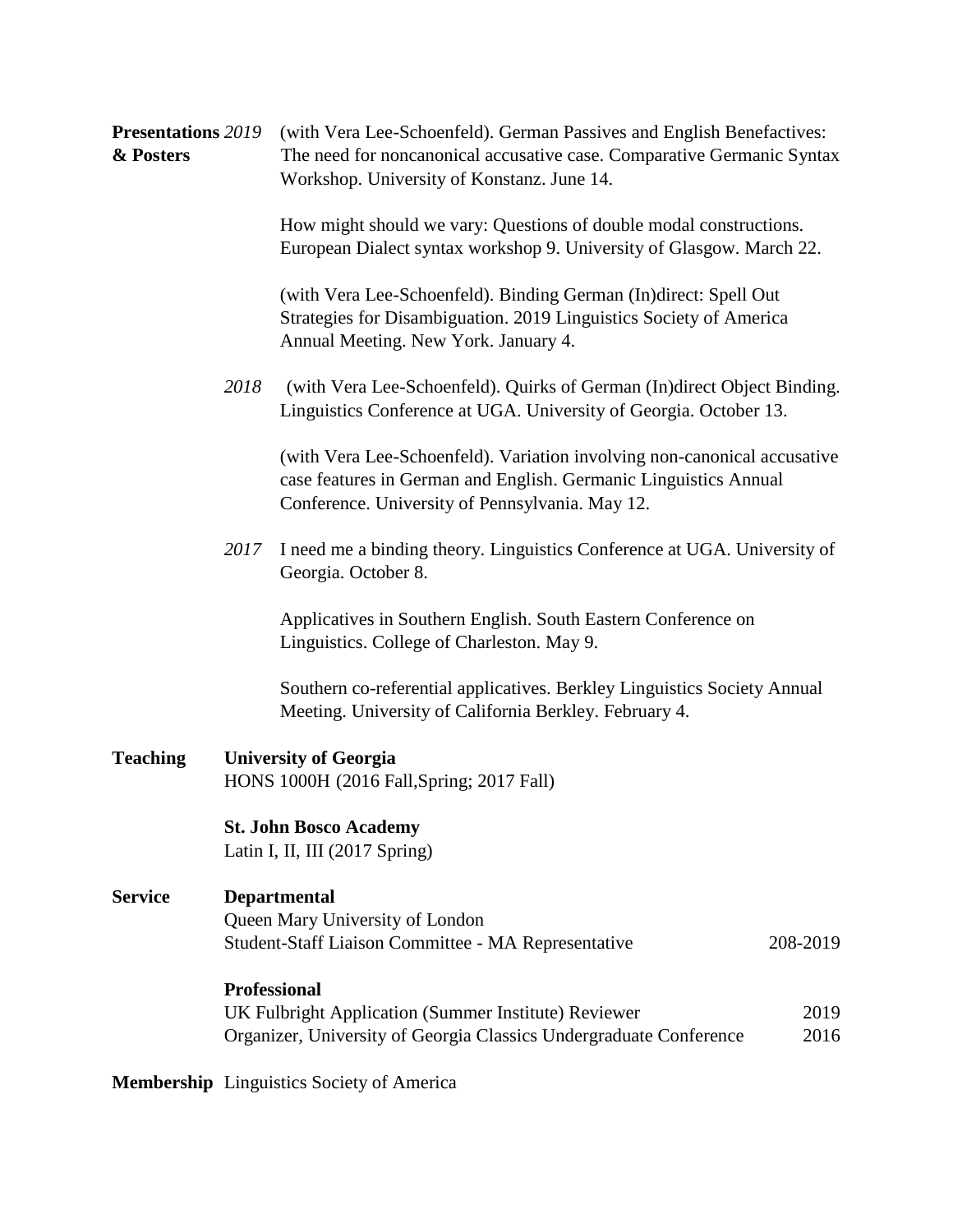## Presentations & Posters

*2019*

(with Vera Lee-Schoenfeld). German Passives and English Benefactives: The need for noncanonical accusative case. Comparative Germanic Syntax Workshop. University of Konstanz. June 14.

How might should we vary: Questions of double modal constructions. European Dialect syntax workshop 9. University of Glasgow. March 22.

(with Vera Lee-Schoenfeld). Binding German (In)direct: Spell Out Strategies for Disambiguation. 2019 Linguistics Society of America Annual Meeting. New York. January 4.

*2018*

(with Vera Lee-Schoenfeld). Quirks of German (In)direct Object Binding. Linguistics Conference at UGA. University of Georgia. October 13.

(with Vera Lee-Schoenfeld). Variation involving non-canonical accusative case features in German and English. Germanic Linguistics Annual Conference. University of Pennsylvania. May 12.

*2017*

I need me a binding theory. Linguistics Conference at UGA. University of Georgia. October 8.

Applicatives in Southern English. South Eastern Conference on Linguistics. College of Charleston. May 9.

Southern co-referential applicatives. Berkley Linguistics Society Annual Meeting. University of California Berkley. February 4.

## Teaching

**University of Georgia**
HONS 1000H (2016 Fall,Spring; 2017 Fall)

**St. John Bosco Academy**
Latin I, II, III (2017 Spring)

## Service

**Departmental**
Queen Mary University of London
Student-Staff Liaison Committee - MA Representative 208-2019

**Professional**
UK Fulbright Application (Summer Institute) Reviewer 2019
Organizer, University of Georgia Classics Undergraduate Conference 2016

## Membership

Linguistics Society of America